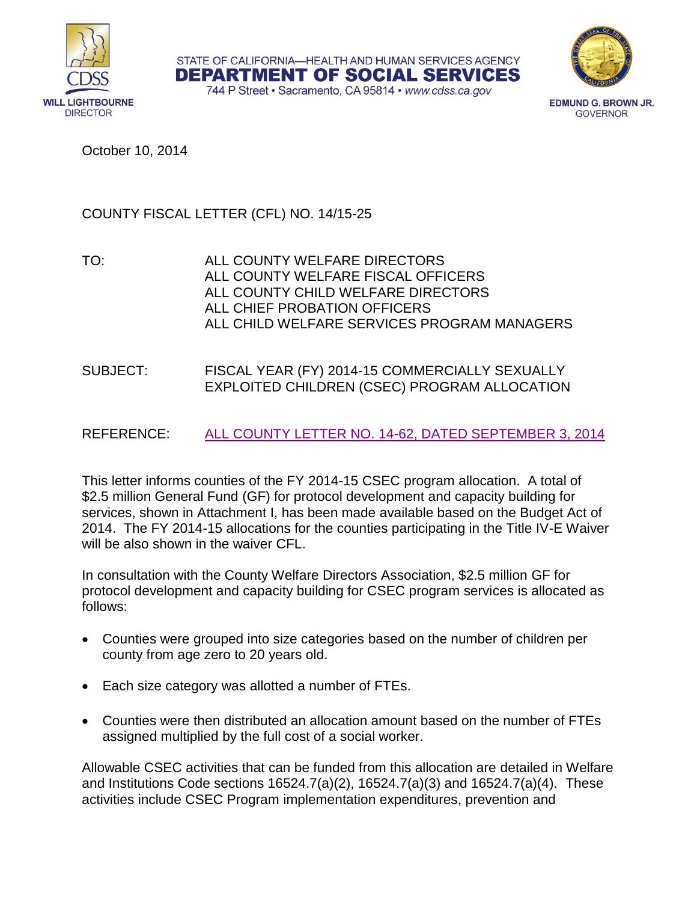STATE OF CALIFORNIA—HEALTH AND HUMAN SERVICES AGENCY
**DEPARTMENT OF SOCIAL SERVICES**
744 P Street • Sacramento, CA 95814 • www.cdss.ca.gov

CDSS
**WILL LIGHTBOURNE**
DIRECTOR

**EDMUND G. BROWN JR.**
GOVERNOR

October 10, 2014

COUNTY FISCAL LETTER (CFL) NO. 14/15-25

TO: ALL COUNTY WELFARE DIRECTORS
ALL COUNTY WELFARE FISCAL OFFICERS
ALL COUNTY CHILD WELFARE DIRECTORS
ALL CHIEF PROBATION OFFICERS
ALL CHILD WELFARE SERVICES PROGRAM MANAGERS

SUBJECT: FISCAL YEAR (FY) 2014-15 COMMERCIALLY SEXUALLY EXPLOITED CHILDREN (CSEC) PROGRAM ALLOCATION

REFERENCE: ALL COUNTY LETTER NO. 14-62, DATED SEPTEMBER 3, 2014

This letter informs counties of the FY 2014-15 CSEC program allocation. A total of $2.5 million General Fund (GF) for protocol development and capacity building for services, shown in Attachment I, has been made available based on the Budget Act of 2014. The FY 2014-15 allocations for the counties participating in the Title IV-E Waiver will be also shown in the waiver CFL.

In consultation with the County Welfare Directors Association, $2.5 million GF for protocol development and capacity building for CSEC program services is allocated as follows:

- Counties were grouped into size categories based on the number of children per county from age zero to 20 years old.
- Each size category was allotted a number of FTEs.
- Counties were then distributed an allocation amount based on the number of FTEs assigned multiplied by the full cost of a social worker.

Allowable CSEC activities that can be funded from this allocation are detailed in Welfare and Institutions Code sections 16524.7(a)(2), 16524.7(a)(3) and 16524.7(a)(4). These activities include CSEC Program implementation expenditures, prevention and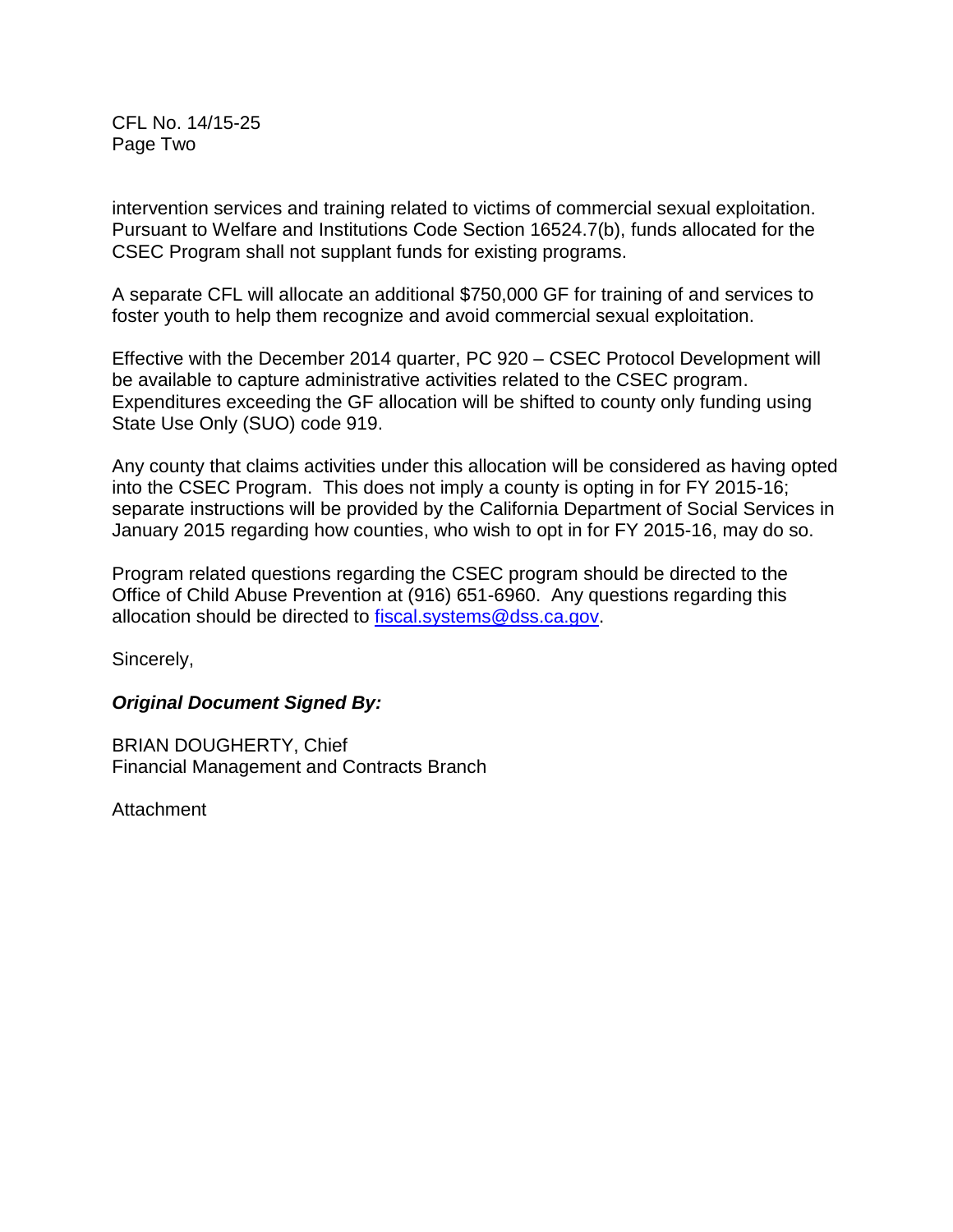intervention services and training related to victims of commercial sexual exploitation. Pursuant to Welfare and Institutions Code Section 16524.7(b), funds allocated for the CSEC Program shall not supplant funds for existing programs.

A separate CFL will allocate an additional $750,000 GF for training of and services to foster youth to help them recognize and avoid commercial sexual exploitation.

Effective with the December 2014 quarter, PC 920 – CSEC Protocol Development will be available to capture administrative activities related to the CSEC program. Expenditures exceeding the GF allocation will be shifted to county only funding using State Use Only (SUO) code 919.

Any county that claims activities under this allocation will be considered as having opted into the CSEC Program. This does not imply a county is opting in for FY 2015-16; separate instructions will be provided by the California Department of Social Services in January 2015 regarding how counties, who wish to opt in for FY 2015-16, may do so.

Program related questions regarding the CSEC program should be directed to the Office of Child Abuse Prevention at (916) 651-6960. Any questions regarding this allocation should be directed to fiscal.systems@dss.ca.gov.

Sincerely,

***Original Document Signed By:***

BRIAN DOUGHERTY, Chief
Financial Management and Contracts Branch

Attachment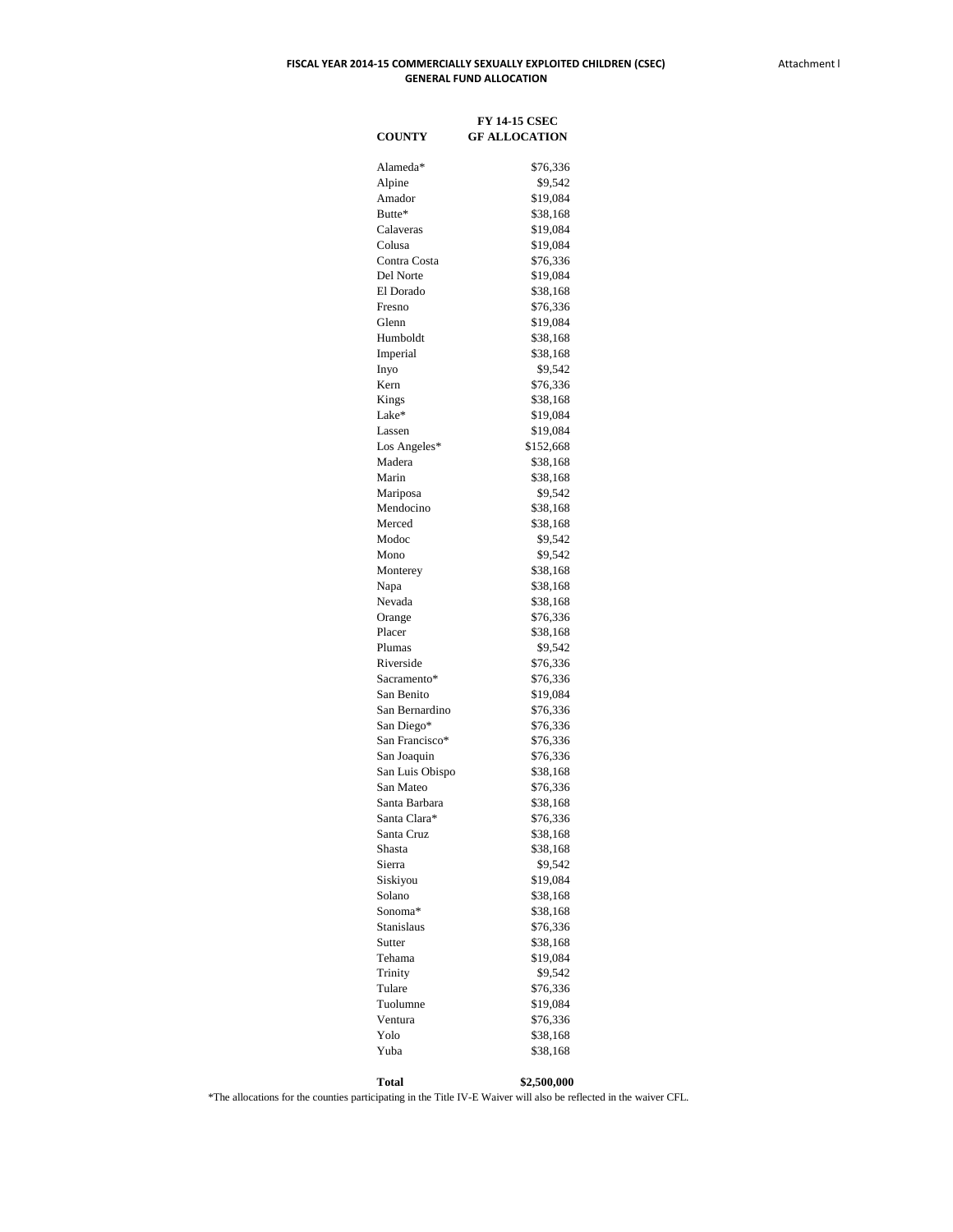**FISCAL YEAR 2014-15 COMMERCIALLY SEXUALLY EXPLOITED CHILDREN (CSEC) GENERAL FUND ALLOCATION**

Attachment I

| COUNTY | FY 14-15 CSEC GF ALLOCATION |
|---|---|
| Alameda* | $76,336 |
| Alpine | $9,542 |
| Amador | $19,084 |
| Butte* | $38,168 |
| Calaveras | $19,084 |
| Colusa | $19,084 |
| Contra Costa | $76,336 |
| Del Norte | $19,084 |
| El Dorado | $38,168 |
| Fresno | $76,336 |
| Glenn | $19,084 |
| Humboldt | $38,168 |
| Imperial | $38,168 |
| Inyo | $9,542 |
| Kern | $76,336 |
| Kings | $38,168 |
| Lake* | $19,084 |
| Lassen | $19,084 |
| Los Angeles* | $152,668 |
| Madera | $38,168 |
| Marin | $38,168 |
| Mariposa | $9,542 |
| Mendocino | $38,168 |
| Merced | $38,168 |
| Modoc | $9,542 |
| Mono | $9,542 |
| Monterey | $38,168 |
| Napa | $38,168 |
| Nevada | $38,168 |
| Orange | $76,336 |
| Placer | $38,168 |
| Plumas | $9,542 |
| Riverside | $76,336 |
| Sacramento* | $76,336 |
| San Benito | $19,084 |
| San Bernardino | $76,336 |
| San Diego* | $76,336 |
| San Francisco* | $76,336 |
| San Joaquin | $76,336 |
| San Luis Obispo | $38,168 |
| San Mateo | $76,336 |
| Santa Barbara | $38,168 |
| Santa Clara* | $76,336 |
| Santa Cruz | $38,168 |
| Shasta | $38,168 |
| Sierra | $9,542 |
| Siskiyou | $19,084 |
| Solano | $38,168 |
| Sonoma* | $38,168 |
| Stanislaus | $76,336 |
| Sutter | $38,168 |
| Tehama | $19,084 |
| Trinity | $9,542 |
| Tulare | $76,336 |
| Tuolumne | $19,084 |
| Ventura | $76,336 |
| Yolo | $38,168 |
| Yuba | $38,168 |
| **Total** | **$2,500,000** |

*The allocations for the counties participating in the Title IV-E Waiver will also be reflected in the waiver CFL.